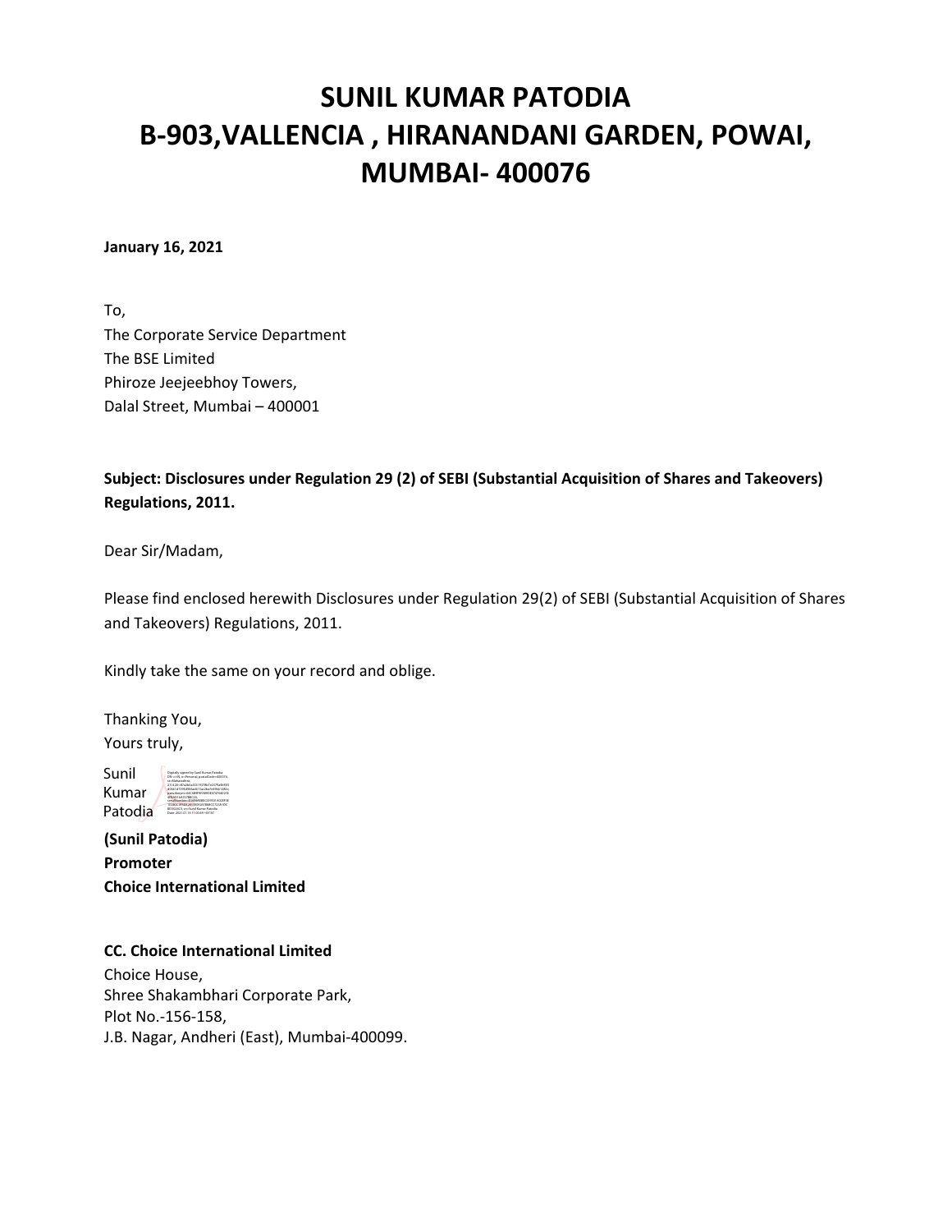# SUNIL KUMAR PATODIA
# B-903,VALLENCIA , HIRANANDANI GARDEN, POWAI, MUMBAI- 400076

**January 16, 2021**

To,
The Corporate Service Department
The BSE Limited
Phiroze Jeejeebhoy Towers,
Dalal Street, Mumbai – 400001

**Subject: Disclosures under Regulation 29 (2) of SEBI (Substantial Acquisition of Shares and Takeovers) Regulations, 2011.**

Dear Sir/Madam,

Please find enclosed herewith Disclosures under Regulation 29(2) of SEBI (Substantial Acquisition of Shares and Takeovers) Regulations, 2011.

Kindly take the same on your record and oblige.

Thanking You,
Yours truly,

Sunil Kumar Patodia

**(Sunil Patodia)**
**Promoter**
**Choice International Limited**

**CC. Choice International Limited**
Choice House,
Shree Shakambhari Corporate Park,
Plot No.-156-158,
J.B. Nagar, Andheri (East), Mumbai-400099.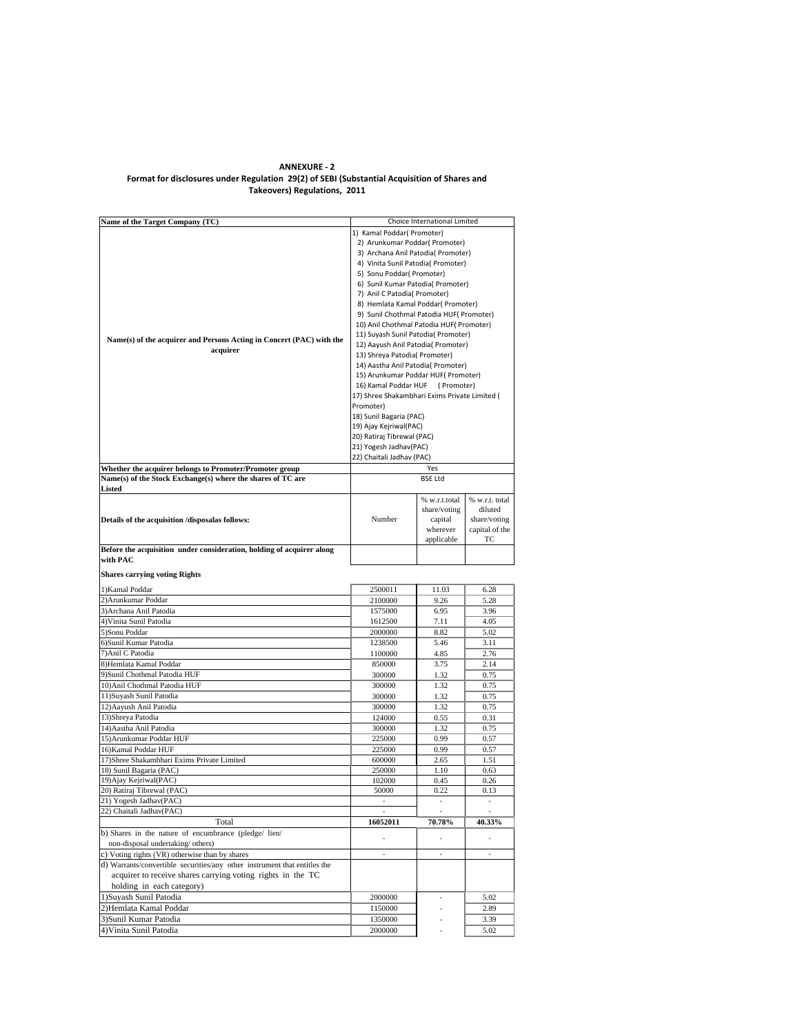**ANNEXURE - 2**

**Format for disclosures under Regulation 29(2) of SEBI (Substantial Acquisition of Shares and Takeovers) Regulations, 2011**

| **Name of the Target Company (TC)** | Choice International Limited | | |
|---|---|---|---|
| **Name(s) of the acquirer and Persons Acting in Concert (PAC) with the acquirer** | 1) Kamal Poddar( Promoter)<br>2) Arunkumar Poddar( Promoter)<br>3) Archana Anil Patodia( Promoter)<br>4) Vinita Sunil Patodia( Promoter)<br>5) Sonu Poddar( Promoter)<br>6) Sunil Kumar Patodia( Promoter)<br>7) Anil C Patodia( Promoter)<br>8) Hemlata Kamal Poddar( Promoter)<br>9) Sunil Chothmal Patodia HUF( Promoter)<br>10) Anil Chothmal Patodia HUF( Promoter)<br>11) Suyash Sunil Patodia( Promoter)<br>12) Aayush Anil Patodia( Promoter)<br>13) Shreya Patodia( Promoter)<br>14) Aastha Anil Patodia( Promoter)<br>15) Arunkumar Poddar HUF( Promoter)<br>16) Kamal Poddar HUF ( Promoter)<br>17) Shree Shakambhari Exims Private Limited ( Promoter)<br>18) Sunil Bagaria (PAC)<br>19) Ajay Kejriwal(PAC)<br>20) Ratiraj Tibrewal (PAC)<br>21) Yogesh Jadhav(PAC)<br>22) Chaitali Jadhav (PAC) | | |
| **Whether the acquirer belongs to Promoter/Promoter group** | Yes | | |
| **Name(s) of the Stock Exchange(s) where the shares of TC are Listed** | BSE Ltd | | |
| **Details of the acquisition /disposalas follows:** | Number | % w.r.t.total share/voting capital wherever applicable | % w.r.t. total diluted share/voting capital of the TC |
| **Before the acquisition under consideration, holding of acquirer along with PAC** | | | |
| **Shares carrying voting Rights** | | | |
| 1)Kamal Poddar | 2500011 | 11.03 | 6.28 |
| 2)Arunkumar Poddar | 2100000 | 9.26 | 5.28 |
| 3)Archana Anil Patodia | 1575000 | 6.95 | 3.96 |
| 4)Vinita Sunil Patodia | 1612500 | 7.11 | 4.05 |
| 5)Sonu Poddar | 2000000 | 8.82 | 5.02 |
| 6)Sunil Kumar Patodia | 1238500 | 5.46 | 3.11 |
| 7)Anil C Patodia | 1100000 | 4.85 | 2.76 |
| 8)Hemlata Kamal Poddar | 850000 | 3.75 | 2.14 |
| 9)Sunil Chothmal Patodia HUF | 300000 | 1.32 | 0.75 |
| 10)Anil Chothmal Patodia HUF | 300000 | 1.32 | 0.75 |
| 11)Suyash Sunil Patodia | 300000 | 1.32 | 0.75 |
| 12)Aayush Anil Patodia | 300000 | 1.32 | 0.75 |
| 13)Shreya Patodia | 124000 | 0.55 | 0.31 |
| 14)Aastha Anil Patodia | 300000 | 1.32 | 0.75 |
| 15)Arunkumar Poddar HUF | 225000 | 0.99 | 0.57 |
| 16)Kamal Poddar HUF | 225000 | 0.99 | 0.57 |
| 17)Shree Shakambhari Exims Private Limited | 600000 | 2.65 | 1.51 |
| 18) Sunil Bagaria (PAC) | 250000 | 1.10 | 0.63 |
| 19)Ajay Kejriwal(PAC) | 102000 | 0.45 | 0.26 |
| 20) Ratiraj Tibrewal (PAC) | 50000 | 0.22 | 0.13 |
| 21) Yogesh Jadhav(PAC) | - | - | - |
| 22) Chaitali Jadhav(PAC) | - | - | - |
| Total | **16052011** | **70.78%** | **40.33%** |
| b) Shares in the nature of encumbrance (pledge/ lien/ non-disposal undertaking/ others) | - | - | - |
| c) Voting rights (VR) otherwise than by shares | - | - | - |
| d) Warrants/convertible securities/any other instrument that entitles the acquirer to receive shares carrying voting rights in the TC holding in each category) | | | |
| 1)Suyash Sunil Patodia | 2000000 | - | 5.02 |
| 2)Hemlata Kamal Poddar | 1150000 | - | 2.89 |
| 3)Sunil Kumar Patodia | 1350000 | - | 3.39 |
| 4)Vinita Sunil Patodia | 2000000 | - | 5.02 |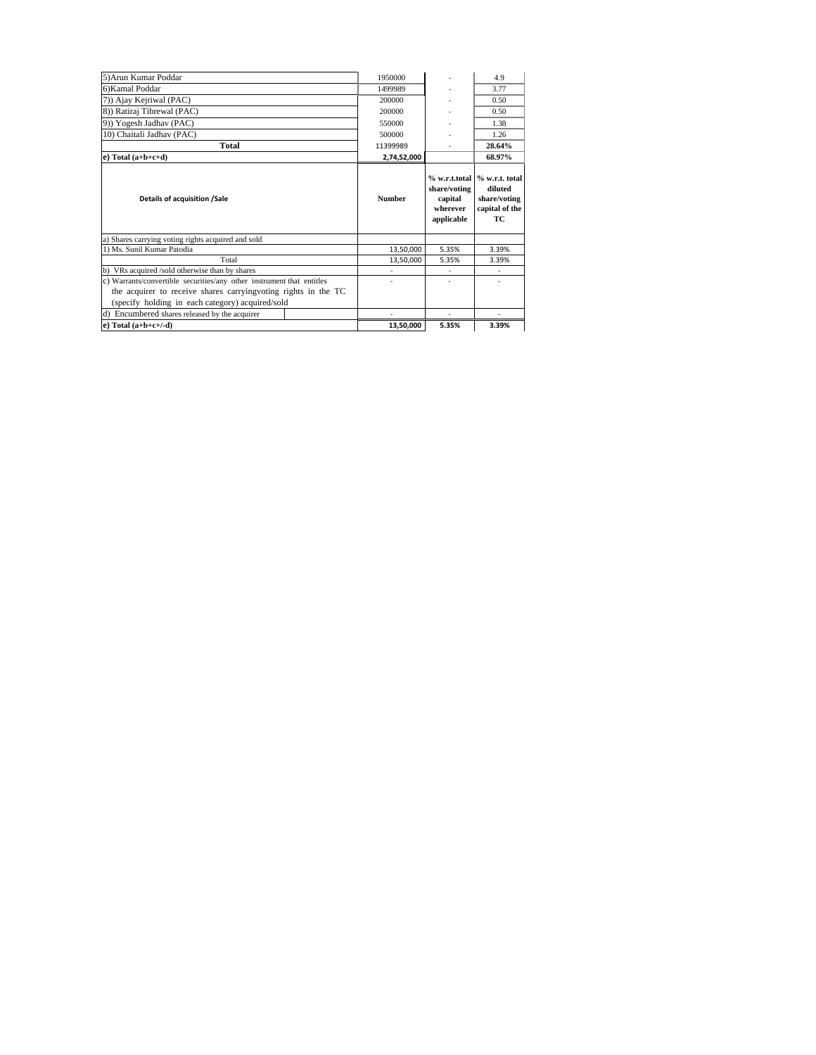| | | | |
|---|---|---|---|
| 5)Arun Kumar Poddar | 1950000 | - | 4.9 |
| 6)Kamal Poddar | 1499989 | - | 3.77 |
| 7)) Ajay Kejriwal (PAC) | 200000 | - | 0.50 |
| 8)) Ratiraj Tibrewal (PAC) | 200000 | - | 0.50 |
| 9)) Yogesh Jadhav (PAC) | 550000 | - | 1.38 |
| 10) Chaitali Jadhav (PAC) | 500000 | - | 1.26 |
| **Total** | 11399989 | - | **28.64%** |
| **e) Total (a+b+c+d)** | **2,74,52,000** | | **68.97%** |

| **Details of acquisition /Sale** | **Number** | **% w.r.t.total share/voting capital wherever applicable** | **% w.r.t. total diluted share/voting capital of the TC** |
|---|---|---|---|
| a) Shares carrying voting rights acquired and sold | | | |
| 1) Ms. Sunil Kumar Patodia | 13,50,000 | 5.35% | 3.39% |
| Total | 13,50,000 | 5.35% | 3.39% |
| b) VRs acquired /sold otherwise than by shares | - | - | - |
| c) Warrants/convertible securities/any other instrument that entitles the acquirer to receive shares carryingvoting rights in the TC (specify holding in each category) acquired/sold | - | - | - |
| d) Encumbered shares released by the acquirer | - | - | - |
| **e) Total (a+b+c+/-d)** | **13,50,000** | **5.35%** | **3.39%** |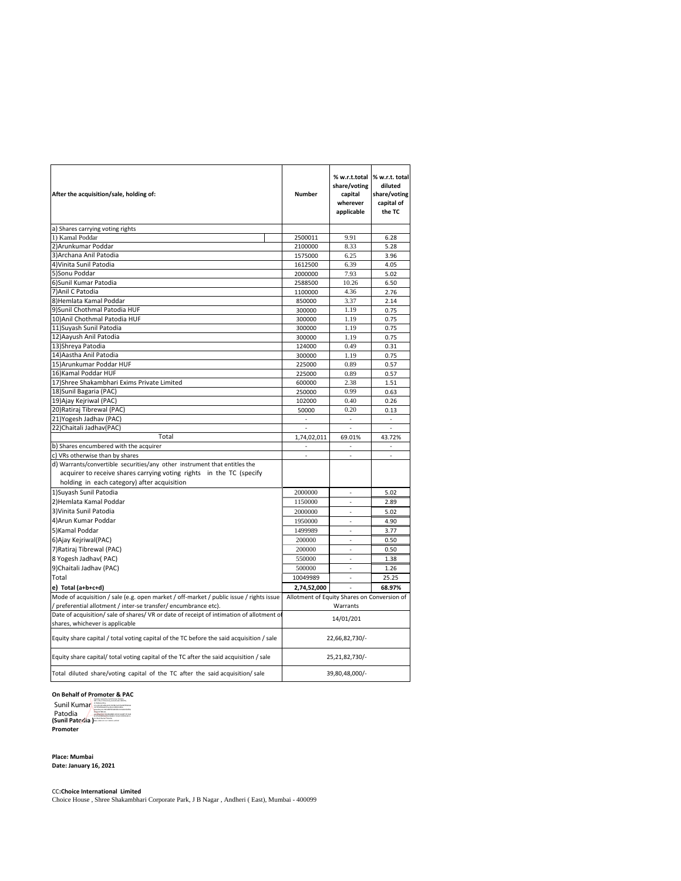| After the acquisition/sale, holding of: | Number | % w.r.t.total share/voting capital wherever applicable | % w.r.t. total diluted share/voting capital of the TC |
|---|---|---|---|
| a) Shares carrying voting rights | | | |
| 1) Kamal Poddar | 2500011 | 9.91 | 6.28 |
| 2)Arunkumar Poddar | 2100000 | 8.33 | 5.28 |
| 3)Archana Anil Patodia | 1575000 | 6.25 | 3.96 |
| 4)Vinita Sunil Patodia | 1612500 | 6.39 | 4.05 |
| 5)Sonu Poddar | 2000000 | 7.93 | 5.02 |
| 6)Sunil Kumar Patodia | 2588500 | 10.26 | 6.50 |
| 7)Anil C Patodia | 1100000 | 4.36 | 2.76 |
| 8)Hemlata Kamal Poddar | 850000 | 3.37 | 2.14 |
| 9)Sunil Chothmal Patodia HUF | 300000 | 1.19 | 0.75 |
| 10)Anil Chothmal Patodia HUF | 300000 | 1.19 | 0.75 |
| 11)Suyash Sunil Patodia | 300000 | 1.19 | 0.75 |
| 12)Aayush Anil Patodia | 300000 | 1.19 | 0.75 |
| 13)Shreya Patodia | 124000 | 0.49 | 0.31 |
| 14)Aastha Anil Patodia | 300000 | 1.19 | 0.75 |
| 15)Arunkumar Poddar HUF | 225000 | 0.89 | 0.57 |
| 16)Kamal Poddar HUF | 225000 | 0.89 | 0.57 |
| 17)Shree Shakambhari Exims Private Limited | 600000 | 2.38 | 1.51 |
| 18)Sunil Bagaria (PAC) | 250000 | 0.99 | 0.63 |
| 19)Ajay Kejriwal (PAC) | 102000 | 0.40 | 0.26 |
| 20)Ratiraj Tibrewal (PAC) | 50000 | 0.20 | 0.13 |
| 21)Yogesh Jadhav (PAC) | - | - | - |
| 22)Chaitali Jadhav(PAC) | - | - | - |
| Total | 1,74,02,011 | 69.01% | 43.72% |
| b) Shares encumbered with the acquirer | - | - | - |
| c) VRs otherwise than by shares | - | - | - |
| d) Warrants/convertible securities/any other instrument that entitles the acquirer to receive shares carrying voting rights in the TC (specify holding in each category) after acquisition | | | |
| 1)Suyash Sunil Patodia | 2000000 | - | 5.02 |
| 2)Hemlata Kamal Poddar | 1150000 | - | 2.89 |
| 3)Vinita Sunil Patodia | 2000000 | - | 5.02 |
| 4)Arun Kumar Poddar | 1950000 | - | 4.90 |
| 5)Kamal Poddar | 1499989 | - | 3.77 |
| 6)Ajay Kejriwal(PAC) | 200000 | - | 0.50 |
| 7)Ratiraj Tibrewal (PAC) | 200000 | - | 0.50 |
| 8 Yogesh Jadhav( PAC) | 550000 | - | 1.38 |
| 9)Chaitali Jadhav (PAC) | 500000 | - | 1.26 |
| Total | 10049989 | - | 25.25 |
| **e) Total (a+b+c+d)** | **2,74,52,000** | - | **68.97%** |
| Mode of acquisition / sale (e.g. open market / off-market / public issue / rights issue / preferential allotment / inter-se transfer/ encumbrance etc). | Allotment of Equity Shares on Conversion of Warrants | | |
| Date of acquisition/ sale of shares/ VR or date of receipt of intimation of allotment of shares, whichever is applicable | 14/01/201 | | |
| Equity share capital / total voting capital of the TC before the said acquisition / sale | 22,66,82,730/- | | |
| Equity share capital/ total voting capital of the TC after the said acquisition / sale | 25,21,82,730/- | | |
| Total diluted share/voting capital of the TC after the said acquisition/ sale | 39,80,48,000/- | | |

**On Behalf of Promoter & PAC**

Sunil Kumar Patodia

**(Sunil Patodia )**

**Promoter**

**Place: Mumbai**

**Date: January 16, 2021**

CC:**Choice International Limited**

Choice House , Shree Shakambhari Corporate Park, J B Nagar , Andheri ( East), Mumbai - 400099